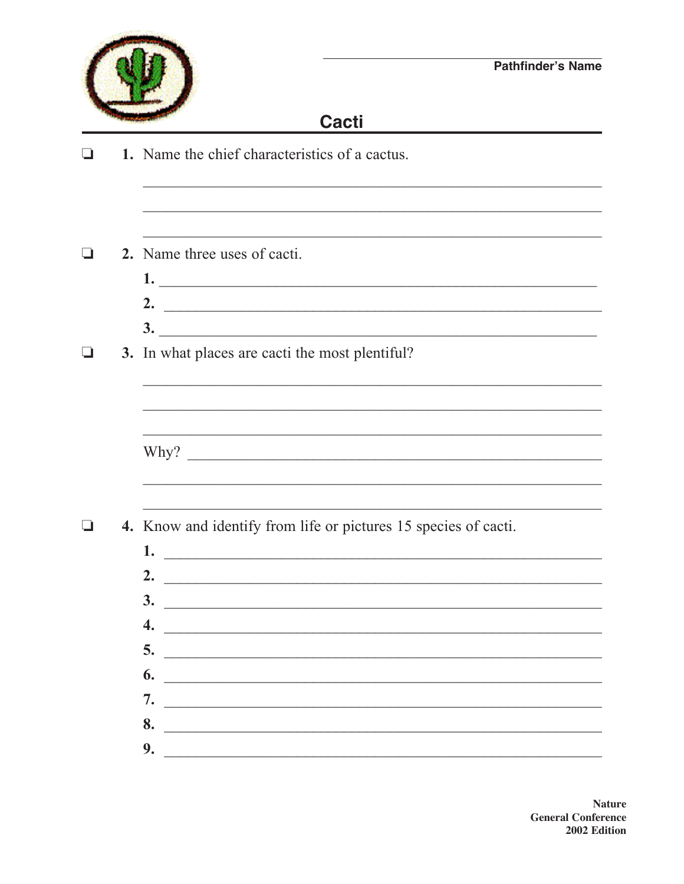Pathfinder's Name

# Cacti

❑ **1.** Name the chief characteristics of a cactus.

❑ **2.** Name three uses of cacti.

**1.**

**2.**

**3.**

❑ **3.** In what places are cacti the most plentiful?

Why?

❑ **4.** Know and identify from life or pictures 15 species of cacti.

**1.**

**2.**

**3.**

**4.**

**5.**

**6.**

**7.**

**8.**

**9.**

**Nature**
**General Conference**
**2002 Edition**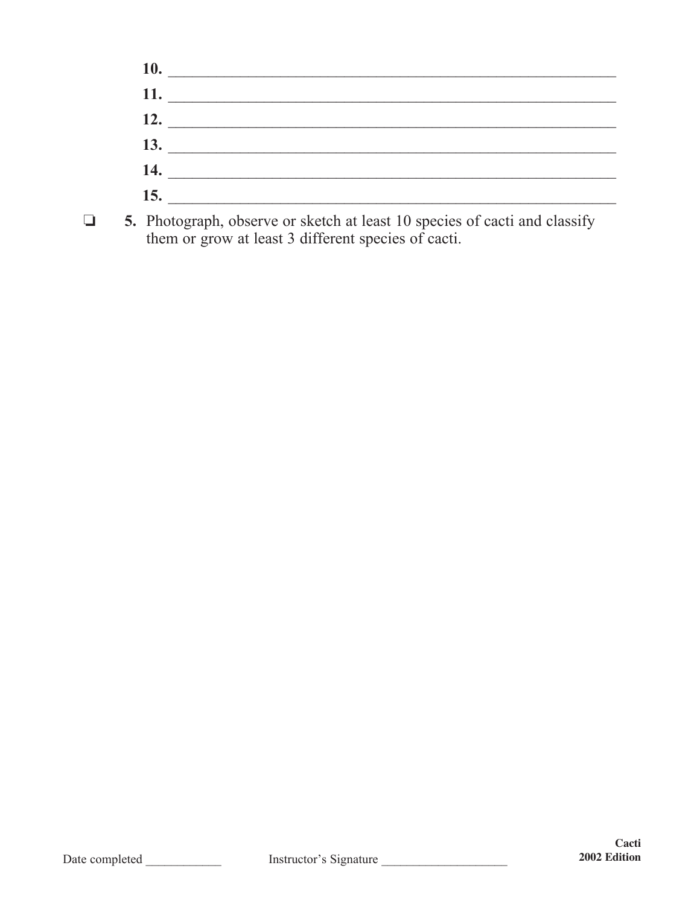10. ____________________________________________________________

11. ____________________________________________________________

12. ____________________________________________________________

13. ____________________________________________________________

14. ____________________________________________________________

15. ____________________________________________________________

❏ **5.** Photograph, observe or sketch at least 10 species of cacti and classify them or grow at least 3 different species of cacti.

Date completed ____________ Instructor's Signature ____________________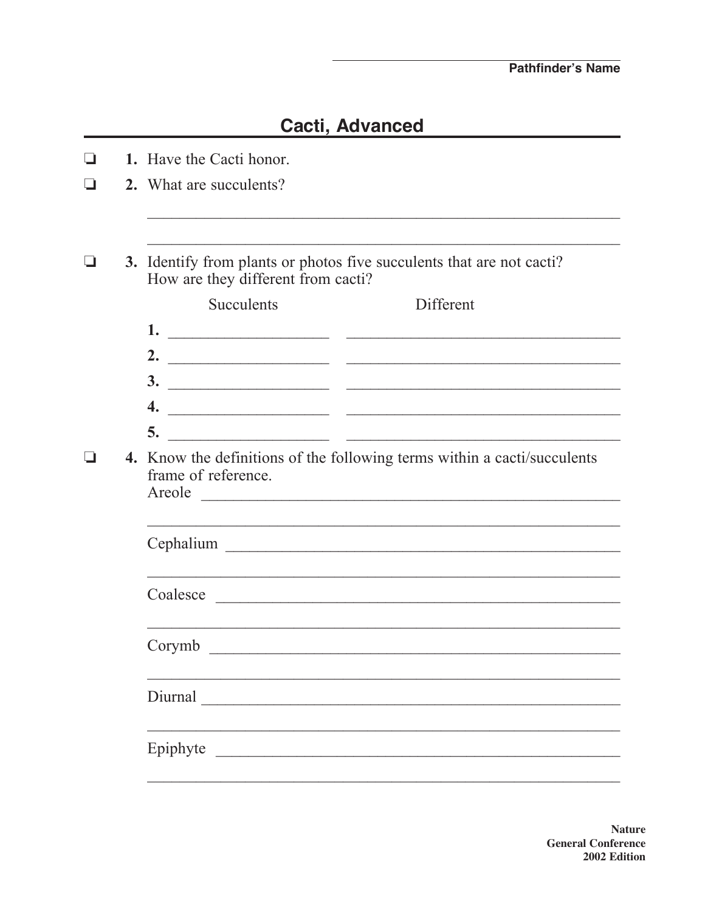Pathfinder's Name

## Cacti, Advanced

- ❏ **1.** Have the Cacti honor.
- ❏ **2.** What are succulents?

  ______________________________________________________________

  ______________________________________________________________

- ❏ **3.** Identify from plants or photos five succulents that are not cacti? How are they different from cacti?

| | Succulents | Different |
|---|---|---|
| **1.** | ____________________ | ____________________________________ |
| **2.** | ____________________ | ____________________________________ |
| **3.** | ____________________ | ____________________________________ |
| **4.** | ____________________ | ____________________________________ |
| **5.** | ____________________ | ____________________________________ |

- ❏ **4.** Know the definitions of the following terms within a cacti/succulents frame of reference.

  Areole ______________________________________________________

  ______________________________________________________________

  Cephalium ___________________________________________________

  ______________________________________________________________

  Coalesce ____________________________________________________

  ______________________________________________________________

  Corymb _____________________________________________________

  ______________________________________________________________

  Diurnal _____________________________________________________

  ______________________________________________________________

  Epiphyte ____________________________________________________

  ______________________________________________________________

Nature
General Conference
2002 Edition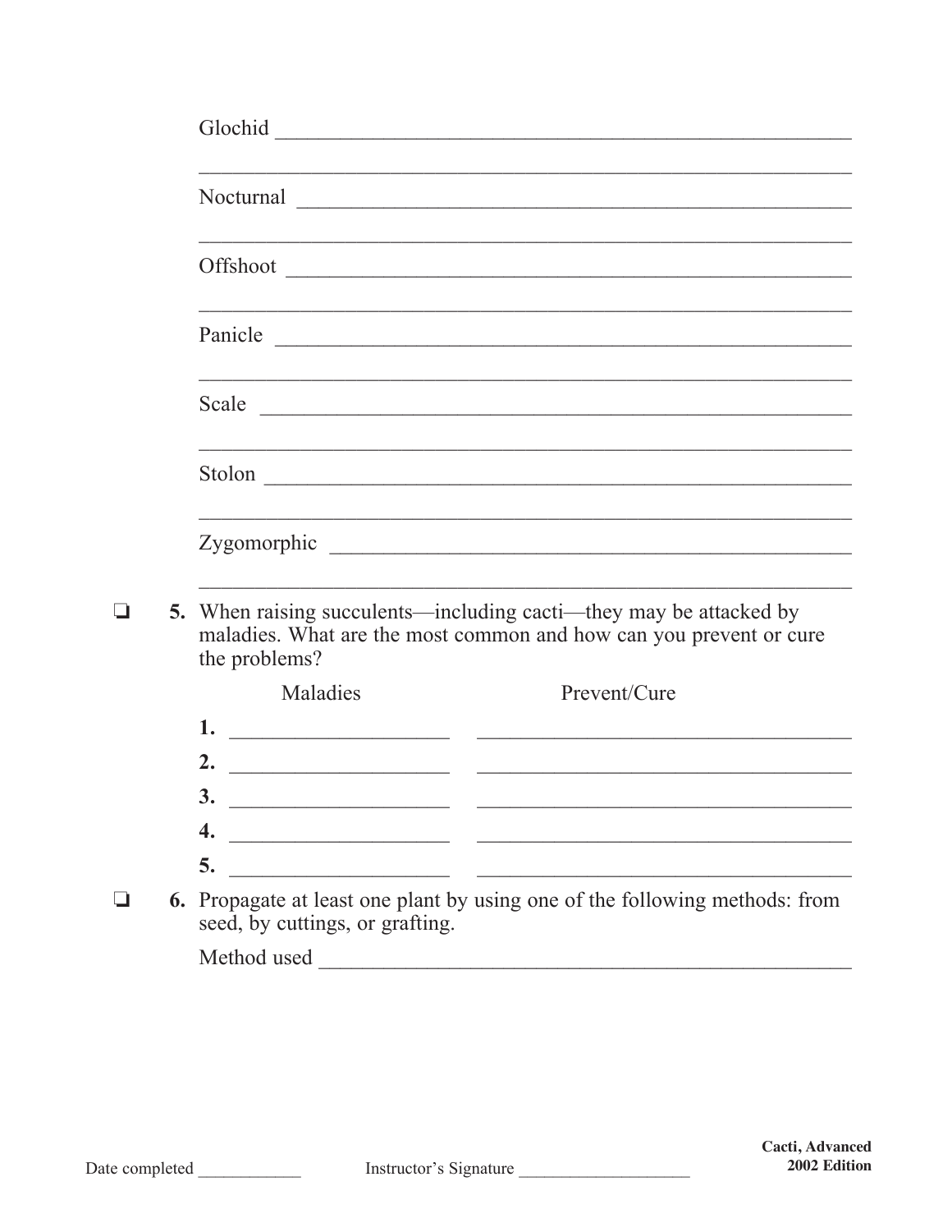Glochid ______________________________________________

______________________________________________

Nocturnal ______________________________________________

______________________________________________

Offshoot ______________________________________________

______________________________________________

Panicle ______________________________________________

______________________________________________

Scale ______________________________________________

______________________________________________

Stolon ______________________________________________

______________________________________________

Zygomorphic ______________________________________________

______________________________________________

❏ **5.** When raising succulents—including cacti—they may be attacked by maladies. What are the most common and how can you prevent or cure the problems?

| Maladies | Prevent/Cure |
|---|---|
| **1.** ____________________ | ______________________________ |
| **2.** ____________________ | ______________________________ |
| **3.** ____________________ | ______________________________ |
| **4.** ____________________ | ______________________________ |
| **5.** ____________________ | ______________________________ |

❏ **6.** Propagate at least one plant by using one of the following methods: from seed, by cuttings, or grafting.

Method used ______________________________________________

Date completed ____________ Instructor's Signature ____________________

**Cacti, Advanced**
**2002 Edition**